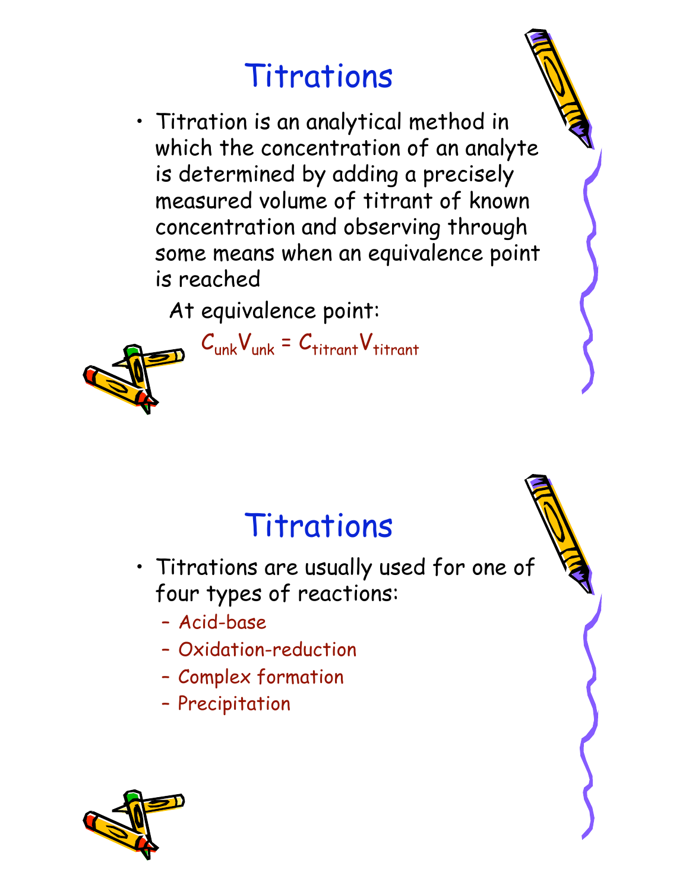# Titrations

- Titration is an analytical method in which the concentration of an analyte is determined by adding a precisely measured volume of titrant of known concentration and observing through some means when an equivalence point is reached

  At equivalence point:

  $$C_{unk}V_{unk} = C_{titrant}V_{titrant}$$

# Titrations

- Titrations are usually used for one of four types of reactions:
  - Acid-base
  - Oxidation-reduction
  - Complex formation
  - Precipitation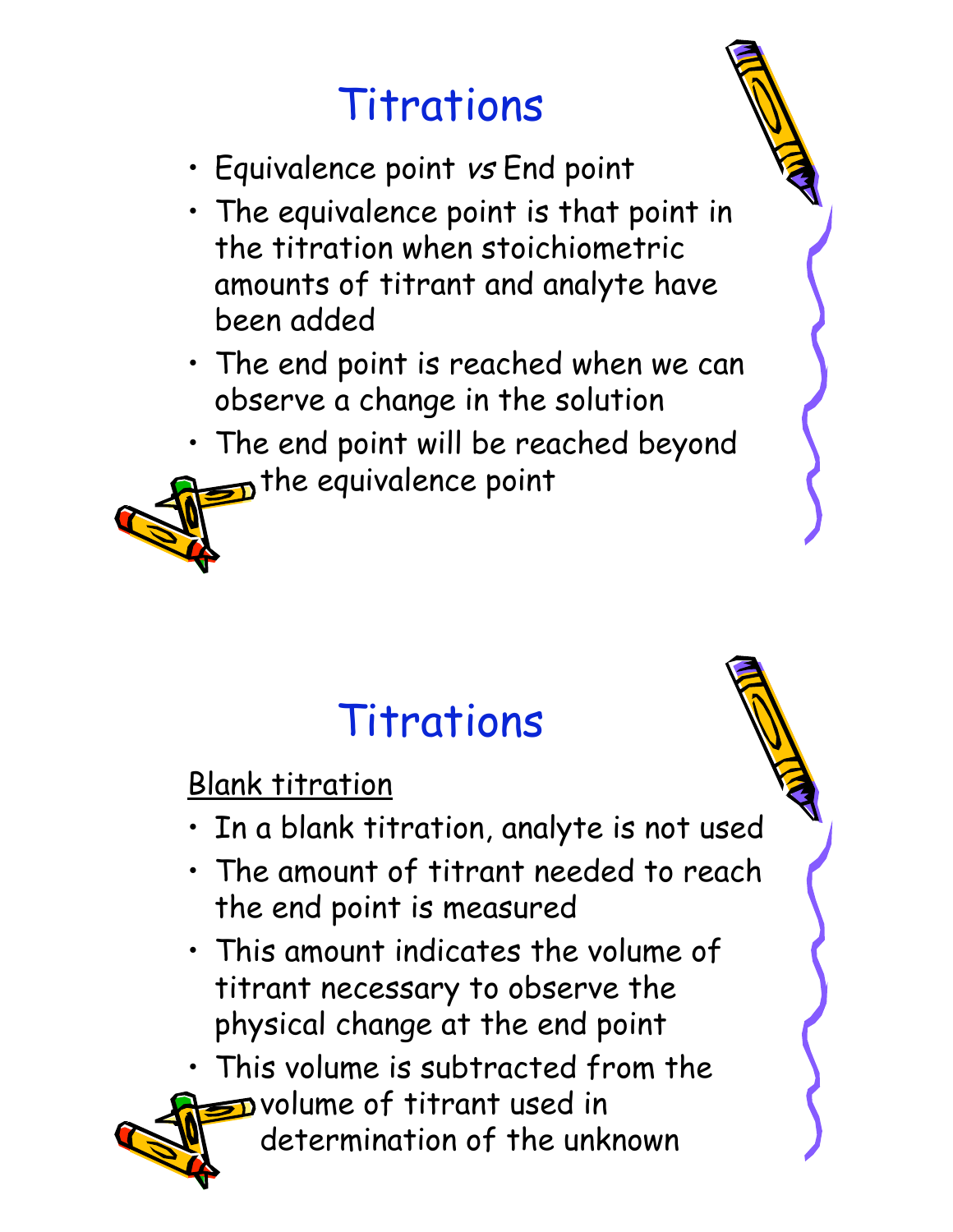# Titrations

- Equivalence point *vs* End point
- The equivalence point is that point in the titration when stoichiometric amounts of titrant and analyte have been added
- The end point is reached when we can observe a change in the solution
- The end point will be reached beyond the equivalence point

# Titrations

<u>Blank titration</u>

- In a blank titration, analyte is not used
- The amount of titrant needed to reach the end point is measured
- This amount indicates the volume of titrant necessary to observe the physical change at the end point
- This volume is subtracted from the volume of titrant used in determination of the unknown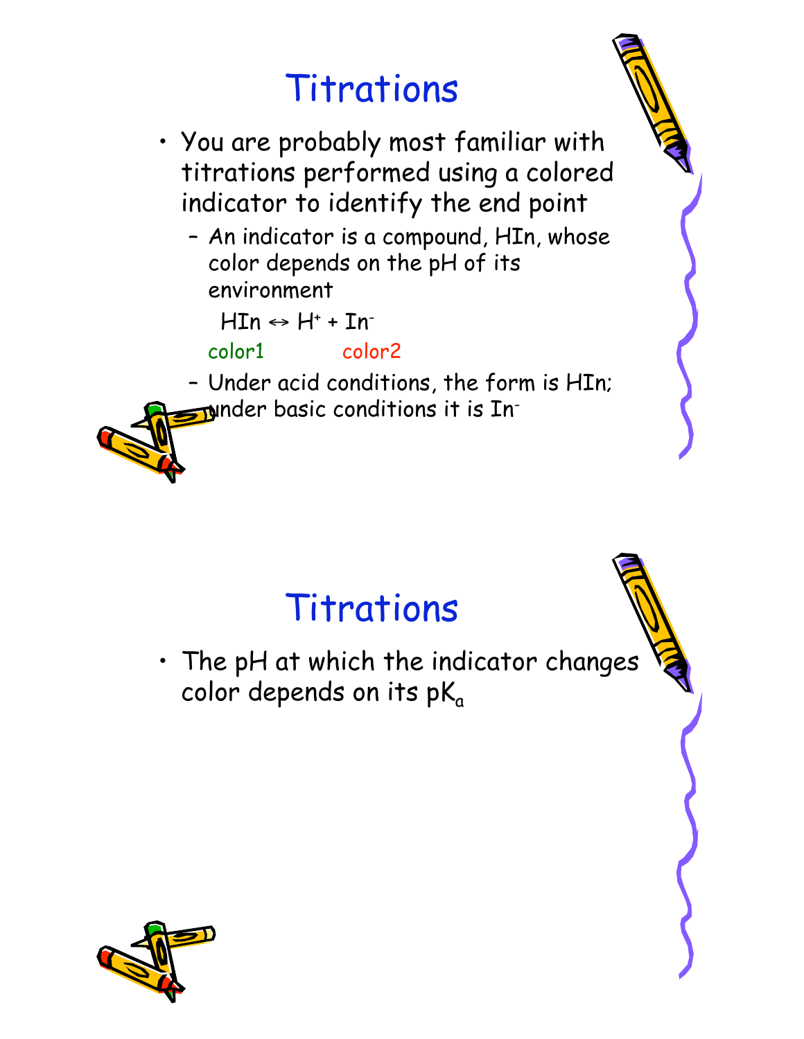# Titrations

- You are probably most familiar with titrations performed using a colored indicator to identify the end point
  - An indicator is a compound, HIn, whose color depends on the pH of its environment

    $HIn \leftrightarrow H^+ + In^-$

    color1 color2
  - Under acid conditions, the form is HIn; under basic conditions it is $In^-$

# Titrations

- The pH at which the indicator changes color depends on its $pK_a$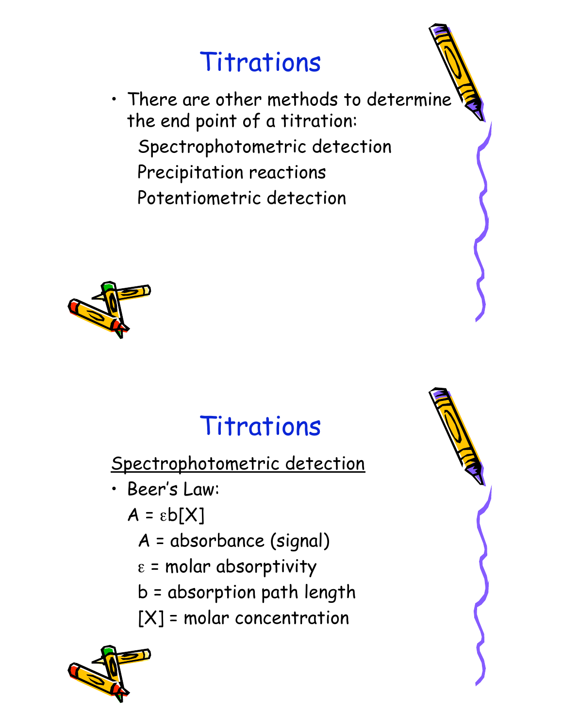# Titrations

- There are other methods to determine the end point of a titration:
  - Spectrophotometric detection
  - Precipitation reactions
  - Potentiometric detection

# Titrations

<u>Spectrophotometric detection</u>

- Beer's Law:

  $A = \varepsilon b[X]$

  - A = absorbance (signal)
  - $\varepsilon$ = molar absorptivity
  - b = absorption path length
  - [X] = molar concentration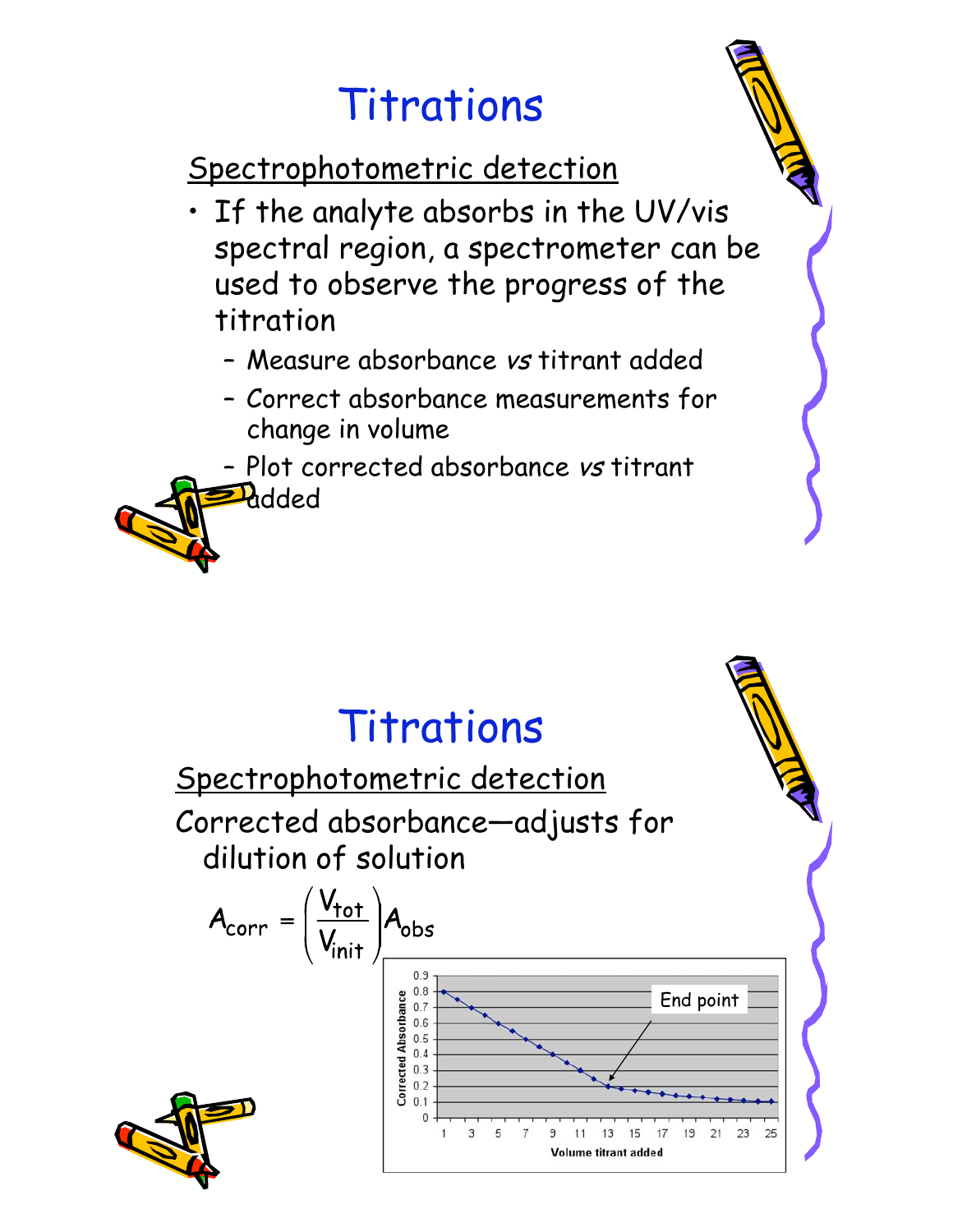# Titrations

Spectrophotometric detection

- If the analyte absorbs in the UV/vis spectral region, a spectrometer can be used to observe the progress of the titration
  - Measure absorbance *vs* titrant added
  - Correct absorbance measurements for change in volume
  - Plot corrected absorbance *vs* titrant added

# Titrations

Spectrophotometric detection

Corrected absorbance—adjusts for dilution of solution

$$A_{corr} = \left(\frac{V_{tot}}{V_{init}}\right) A_{obs}$$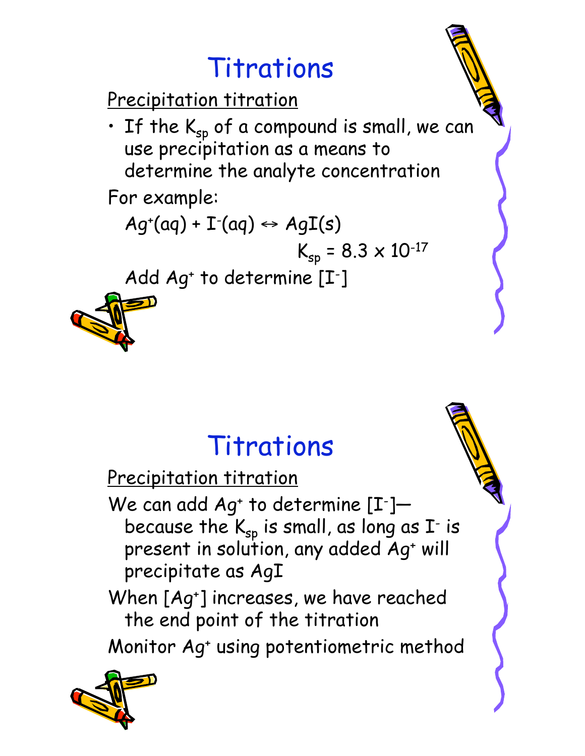# Titrations

Precipitation titration

- If the $K_{sp}$ of a compound is small, we can use precipitation as a means to determine the analyte concentration

For example:

$$Ag^{+}(aq) + I^{-}(aq) \leftrightarrow AgI(s)$$

$$K_{sp} = 8.3 \times 10^{-17}$$

Add $Ag^{+}$ to determine $[I^{-}]$

# Titrations

Precipitation titration

We can add $Ag^{+}$ to determine $[I^{-}]$— because the $K_{sp}$ is small, as long as $I^{-}$ is present in solution, any added $Ag^{+}$ will precipitate as AgI

When $[Ag^{+}]$ increases, we have reached the end point of the titration

Monitor $Ag^{+}$ using potentiometric method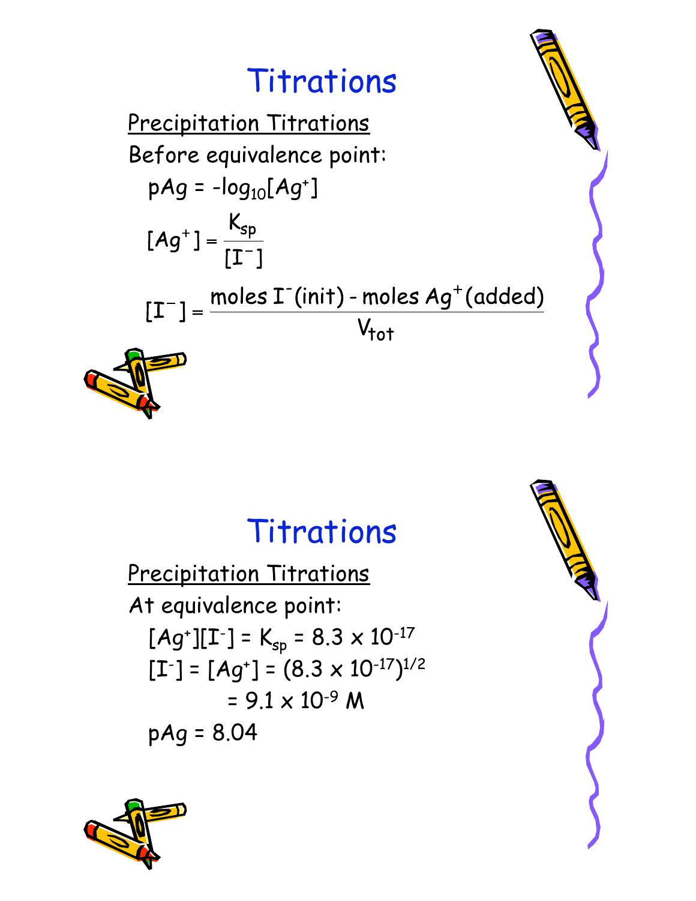# Titrations

<u>Precipitation Titrations</u>

Before equivalence point:

$$pAg = -\log_{10}[Ag^+]$$

$$[Ag^+] = \frac{K_{sp}}{[I^-]}$$

$$[I^-] = \frac{\text{moles } I^-\text{(init)} - \text{moles } Ag^+\text{(added)}}{V_{tot}}$$

# Titrations

<u>Precipitation Titrations</u>

At equivalence point:

$$[Ag^+][I^-] = K_{sp} = 8.3 \times 10^{-17}$$

$$[I^-] = [Ag^+] = (8.3 \times 10^{-17})^{1/2}$$

$$= 9.1 \times 10^{-9} \text{ M}$$

$$pAg = 8.04$$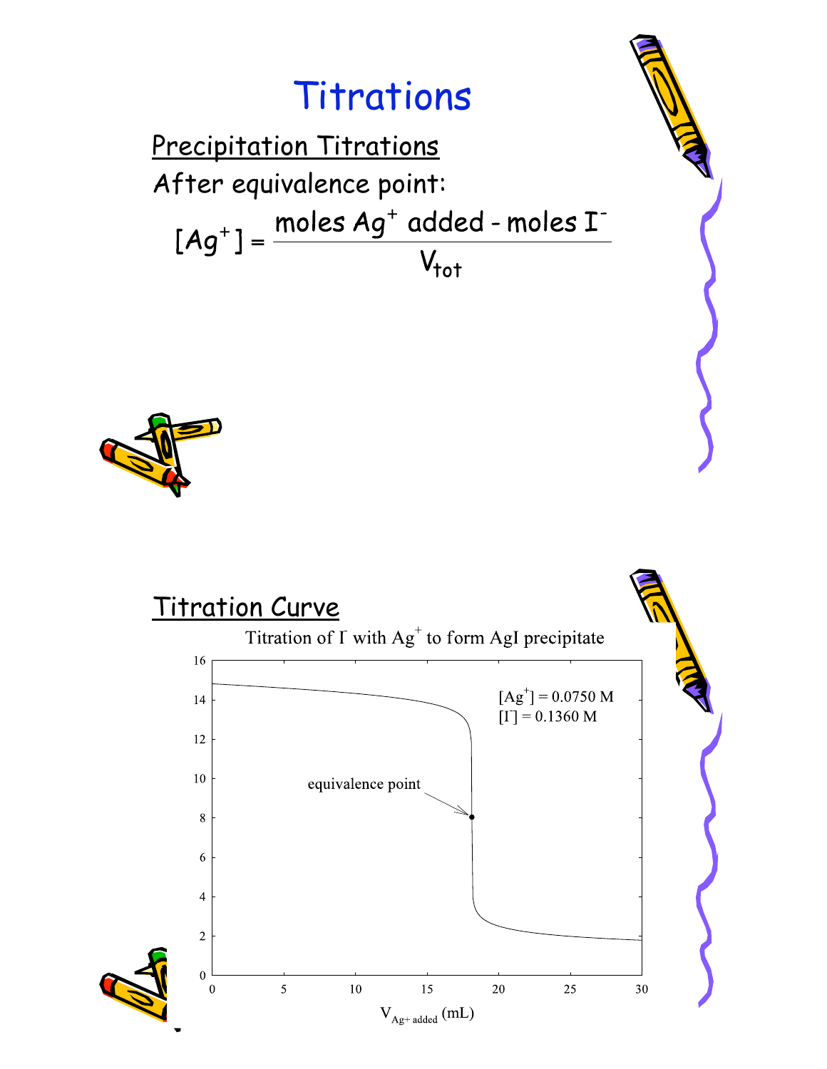# Titrations

## Precipitation Titrations

After equivalence point:

$$[Ag^+] = \frac{\text{moles } Ag^+ \text{ added} - \text{moles } I^-}{V_{tot}}$$

## Titration Curve

Titration of $I^-$ with $Ag^+$ to form AgI precipitate

$[Ag^+] = 0.0750$ M

$[I^-] = 0.1360$ M

equivalence point

16
14
12
10
8
6
4
2
0

0 5 10 15 20 25 30

$V_{Ag+\ added}$ (mL)